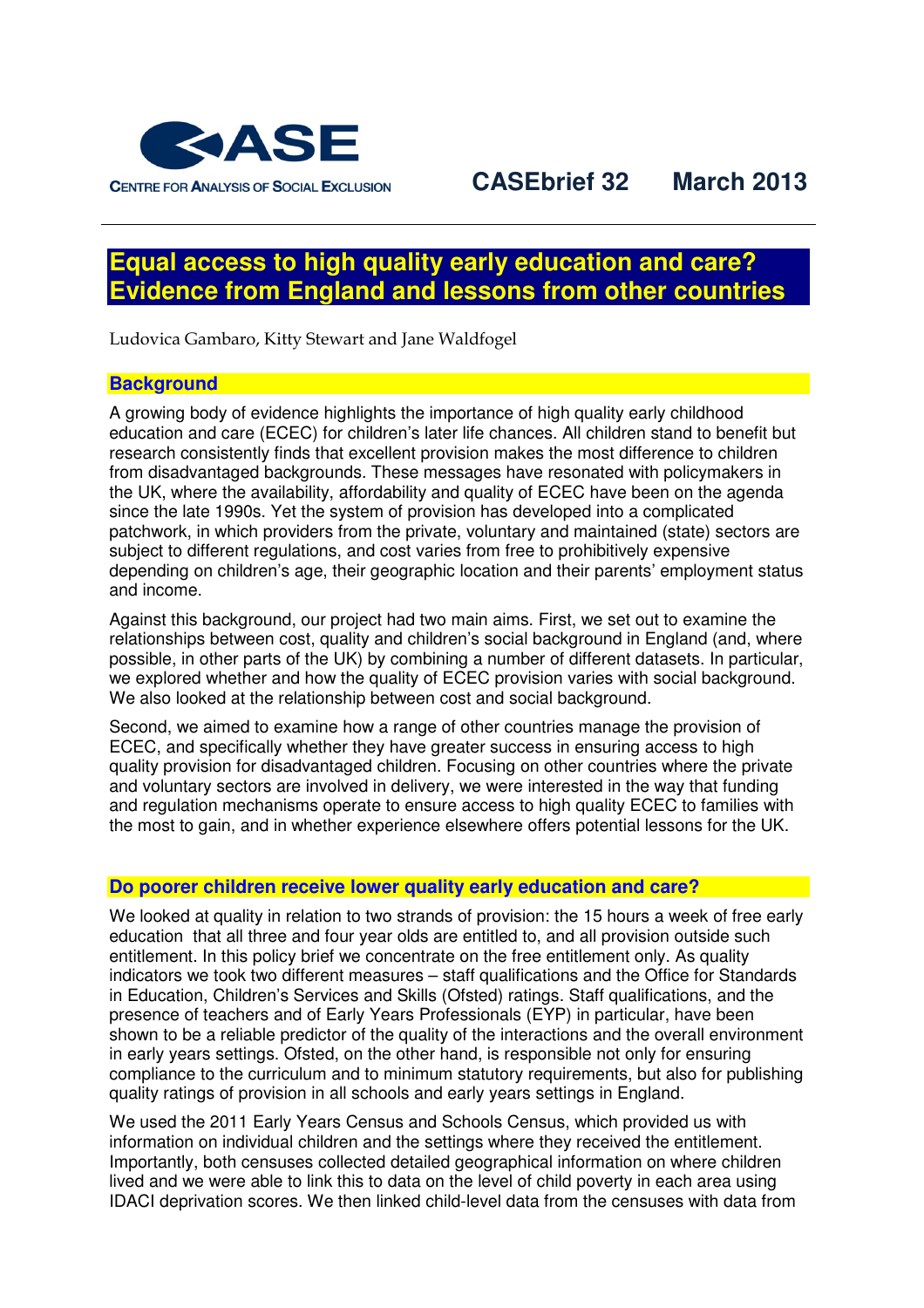CASE

CENTRE FOR ANALYSIS OF SOCIAL EXCLUSION

**CASEbrief 32 March 2013**

# Equal access to high quality early education and care? Evidence from England and lessons from other countries

Ludovica Gambaro, Kitty Stewart and Jane Waldfogel

## Background

A growing body of evidence highlights the importance of high quality early childhood education and care (ECEC) for children's later life chances. All children stand to benefit but research consistently finds that excellent provision makes the most difference to children from disadvantaged backgrounds. These messages have resonated with policymakers in the UK, where the availability, affordability and quality of ECEC have been on the agenda since the late 1990s. Yet the system of provision has developed into a complicated patchwork, in which providers from the private, voluntary and maintained (state) sectors are subject to different regulations, and cost varies from free to prohibitively expensive depending on children's age, their geographic location and their parents' employment status and income.

Against this background, our project had two main aims. First, we set out to examine the relationships between cost, quality and children's social background in England (and, where possible, in other parts of the UK) by combining a number of different datasets. In particular, we explored whether and how the quality of ECEC provision varies with social background. We also looked at the relationship between cost and social background.

Second, we aimed to examine how a range of other countries manage the provision of ECEC, and specifically whether they have greater success in ensuring access to high quality provision for disadvantaged children. Focusing on other countries where the private and voluntary sectors are involved in delivery, we were interested in the way that funding and regulation mechanisms operate to ensure access to high quality ECEC to families with the most to gain, and in whether experience elsewhere offers potential lessons for the UK.

## Do poorer children receive lower quality early education and care?

We looked at quality in relation to two strands of provision: the 15 hours a week of free early education that all three and four year olds are entitled to, and all provision outside such entitlement. In this policy brief we concentrate on the free entitlement only. As quality indicators we took two different measures – staff qualifications and the Office for Standards in Education, Children's Services and Skills (Ofsted) ratings. Staff qualifications, and the presence of teachers and of Early Years Professionals (EYP) in particular, have been shown to be a reliable predictor of the quality of the interactions and the overall environment in early years settings. Ofsted, on the other hand, is responsible not only for ensuring compliance to the curriculum and to minimum statutory requirements, but also for publishing quality ratings of provision in all schools and early years settings in England.

We used the 2011 Early Years Census and Schools Census, which provided us with information on individual children and the settings where they received the entitlement. Importantly, both censuses collected detailed geographical information on where children lived and we were able to link this to data on the level of child poverty in each area using IDACI deprivation scores. We then linked child-level data from the censuses with data from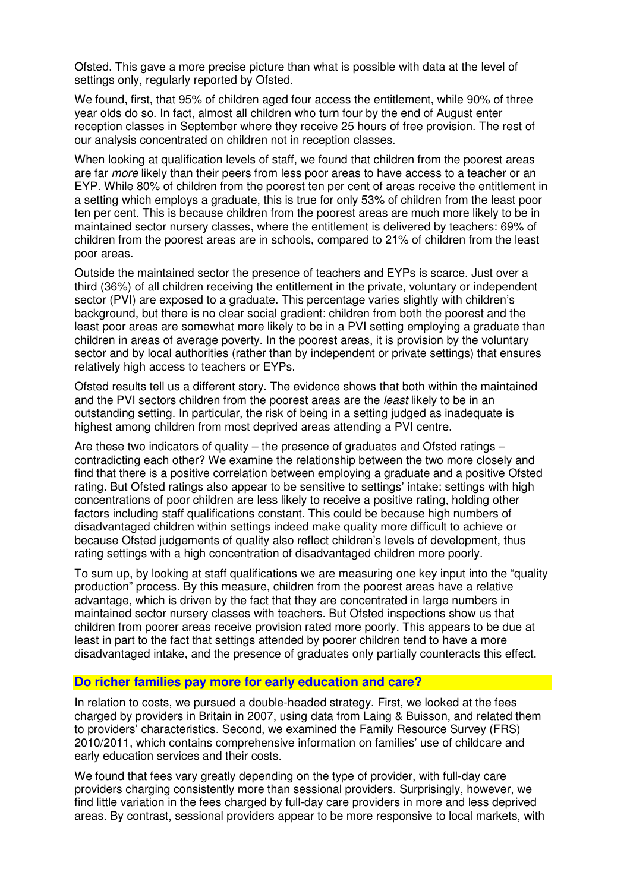Ofsted. This gave a more precise picture than what is possible with data at the level of settings only, regularly reported by Ofsted.

We found, first, that 95% of children aged four access the entitlement, while 90% of three year olds do so. In fact, almost all children who turn four by the end of August enter reception classes in September where they receive 25 hours of free provision. The rest of our analysis concentrated on children not in reception classes.

When looking at qualification levels of staff, we found that children from the poorest areas are far *more* likely than their peers from less poor areas to have access to a teacher or an EYP. While 80% of children from the poorest ten per cent of areas receive the entitlement in a setting which employs a graduate, this is true for only 53% of children from the least poor ten per cent. This is because children from the poorest areas are much more likely to be in maintained sector nursery classes, where the entitlement is delivered by teachers: 69% of children from the poorest areas are in schools, compared to 21% of children from the least poor areas.

Outside the maintained sector the presence of teachers and EYPs is scarce. Just over a third (36%) of all children receiving the entitlement in the private, voluntary or independent sector (PVI) are exposed to a graduate. This percentage varies slightly with children's background, but there is no clear social gradient: children from both the poorest and the least poor areas are somewhat more likely to be in a PVI setting employing a graduate than children in areas of average poverty. In the poorest areas, it is provision by the voluntary sector and by local authorities (rather than by independent or private settings) that ensures relatively high access to teachers or EYPs.

Ofsted results tell us a different story. The evidence shows that both within the maintained and the PVI sectors children from the poorest areas are the *least* likely to be in an outstanding setting. In particular, the risk of being in a setting judged as inadequate is highest among children from most deprived areas attending a PVI centre.

Are these two indicators of quality – the presence of graduates and Ofsted ratings – contradicting each other? We examine the relationship between the two more closely and find that there is a positive correlation between employing a graduate and a positive Ofsted rating. But Ofsted ratings also appear to be sensitive to settings' intake: settings with high concentrations of poor children are less likely to receive a positive rating, holding other factors including staff qualifications constant. This could be because high numbers of disadvantaged children within settings indeed make quality more difficult to achieve or because Ofsted judgements of quality also reflect children's levels of development, thus rating settings with a high concentration of disadvantaged children more poorly.

To sum up, by looking at staff qualifications we are measuring one key input into the "quality production" process. By this measure, children from the poorest areas have a relative advantage, which is driven by the fact that they are concentrated in large numbers in maintained sector nursery classes with teachers. But Ofsted inspections show us that children from poorer areas receive provision rated more poorly. This appears to be due at least in part to the fact that settings attended by poorer children tend to have a more disadvantaged intake, and the presence of graduates only partially counteracts this effect.

## Do richer families pay more for early education and care?

In relation to costs, we pursued a double-headed strategy. First, we looked at the fees charged by providers in Britain in 2007, using data from Laing & Buisson, and related them to providers' characteristics. Second, we examined the Family Resource Survey (FRS) 2010/2011, which contains comprehensive information on families' use of childcare and early education services and their costs.

We found that fees vary greatly depending on the type of provider, with full-day care providers charging consistently more than sessional providers. Surprisingly, however, we find little variation in the fees charged by full-day care providers in more and less deprived areas. By contrast, sessional providers appear to be more responsive to local markets, with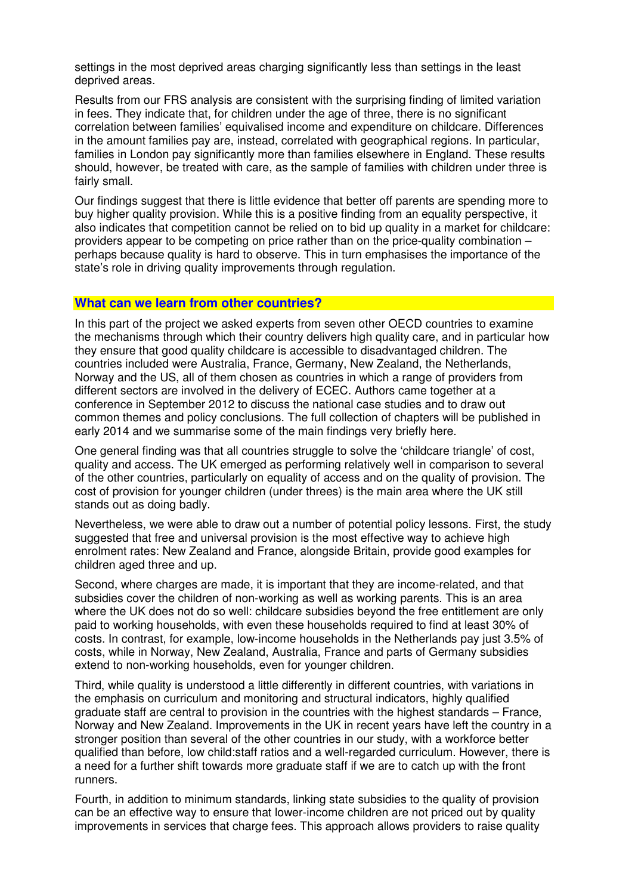settings in the most deprived areas charging significantly less than settings in the least deprived areas.

Results from our FRS analysis are consistent with the surprising finding of limited variation in fees. They indicate that, for children under the age of three, there is no significant correlation between families' equivalised income and expenditure on childcare. Differences in the amount families pay are, instead, correlated with geographical regions. In particular, families in London pay significantly more than families elsewhere in England. These results should, however, be treated with care, as the sample of families with children under three is fairly small.

Our findings suggest that there is little evidence that better off parents are spending more to buy higher quality provision. While this is a positive finding from an equality perspective, it also indicates that competition cannot be relied on to bid up quality in a market for childcare: providers appear to be competing on price rather than on the price-quality combination – perhaps because quality is hard to observe. This in turn emphasises the importance of the state's role in driving quality improvements through regulation.

## What can we learn from other countries?

In this part of the project we asked experts from seven other OECD countries to examine the mechanisms through which their country delivers high quality care, and in particular how they ensure that good quality childcare is accessible to disadvantaged children. The countries included were Australia, France, Germany, New Zealand, the Netherlands, Norway and the US, all of them chosen as countries in which a range of providers from different sectors are involved in the delivery of ECEC. Authors came together at a conference in September 2012 to discuss the national case studies and to draw out common themes and policy conclusions. The full collection of chapters will be published in early 2014 and we summarise some of the main findings very briefly here.

One general finding was that all countries struggle to solve the 'childcare triangle' of cost, quality and access. The UK emerged as performing relatively well in comparison to several of the other countries, particularly on equality of access and on the quality of provision. The cost of provision for younger children (under threes) is the main area where the UK still stands out as doing badly.

Nevertheless, we were able to draw out a number of potential policy lessons. First, the study suggested that free and universal provision is the most effective way to achieve high enrolment rates: New Zealand and France, alongside Britain, provide good examples for children aged three and up.

Second, where charges are made, it is important that they are income-related, and that subsidies cover the children of non-working as well as working parents. This is an area where the UK does not do so well: childcare subsidies beyond the free entitlement are only paid to working households, with even these households required to find at least 30% of costs. In contrast, for example, low-income households in the Netherlands pay just 3.5% of costs, while in Norway, New Zealand, Australia, France and parts of Germany subsidies extend to non-working households, even for younger children.

Third, while quality is understood a little differently in different countries, with variations in the emphasis on curriculum and monitoring and structural indicators, highly qualified graduate staff are central to provision in the countries with the highest standards – France, Norway and New Zealand. Improvements in the UK in recent years have left the country in a stronger position than several of the other countries in our study, with a workforce better qualified than before, low child:staff ratios and a well-regarded curriculum. However, there is a need for a further shift towards more graduate staff if we are to catch up with the front runners.

Fourth, in addition to minimum standards, linking state subsidies to the quality of provision can be an effective way to ensure that lower-income children are not priced out by quality improvements in services that charge fees. This approach allows providers to raise quality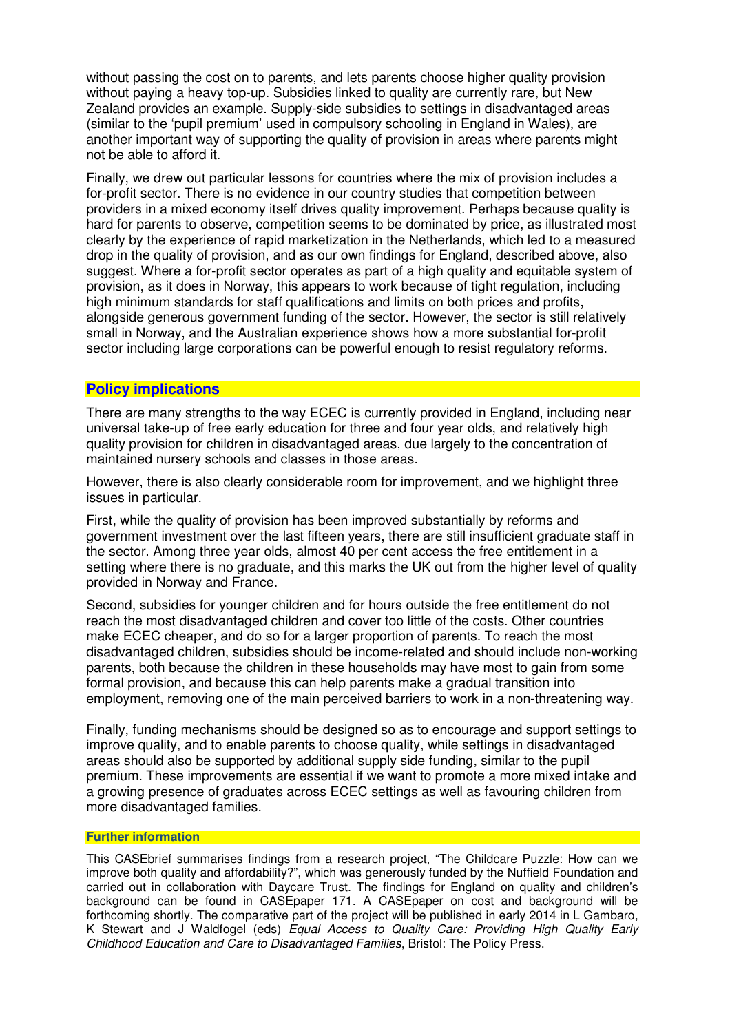without passing the cost on to parents, and lets parents choose higher quality provision without paying a heavy top-up. Subsidies linked to quality are currently rare, but New Zealand provides an example. Supply-side subsidies to settings in disadvantaged areas (similar to the 'pupil premium' used in compulsory schooling in England in Wales), are another important way of supporting the quality of provision in areas where parents might not be able to afford it.

Finally, we drew out particular lessons for countries where the mix of provision includes a for-profit sector. There is no evidence in our country studies that competition between providers in a mixed economy itself drives quality improvement. Perhaps because quality is hard for parents to observe, competition seems to be dominated by price, as illustrated most clearly by the experience of rapid marketization in the Netherlands, which led to a measured drop in the quality of provision, and as our own findings for England, described above, also suggest. Where a for-profit sector operates as part of a high quality and equitable system of provision, as it does in Norway, this appears to work because of tight regulation, including high minimum standards for staff qualifications and limits on both prices and profits, alongside generous government funding of the sector. However, the sector is still relatively small in Norway, and the Australian experience shows how a more substantial for-profit sector including large corporations can be powerful enough to resist regulatory reforms.

## Policy implications

There are many strengths to the way ECEC is currently provided in England, including near universal take-up of free early education for three and four year olds, and relatively high quality provision for children in disadvantaged areas, due largely to the concentration of maintained nursery schools and classes in those areas.

However, there is also clearly considerable room for improvement, and we highlight three issues in particular.

First, while the quality of provision has been improved substantially by reforms and government investment over the last fifteen years, there are still insufficient graduate staff in the sector. Among three year olds, almost 40 per cent access the free entitlement in a setting where there is no graduate, and this marks the UK out from the higher level of quality provided in Norway and France.

Second, subsidies for younger children and for hours outside the free entitlement do not reach the most disadvantaged children and cover too little of the costs. Other countries make ECEC cheaper, and do so for a larger proportion of parents. To reach the most disadvantaged children, subsidies should be income-related and should include non-working parents, both because the children in these households may have most to gain from some formal provision, and because this can help parents make a gradual transition into employment, removing one of the main perceived barriers to work in a non-threatening way.

Finally, funding mechanisms should be designed so as to encourage and support settings to improve quality, and to enable parents to choose quality, while settings in disadvantaged areas should also be supported by additional supply side funding, similar to the pupil premium. These improvements are essential if we want to promote a more mixed intake and a growing presence of graduates across ECEC settings as well as favouring children from more disadvantaged families.

### Further information

This CASEbrief summarises findings from a research project, "The Childcare Puzzle: How can we improve both quality and affordability?", which was generously funded by the Nuffield Foundation and carried out in collaboration with Daycare Trust. The findings for England on quality and children's background can be found in CASEpaper 171. A CASEpaper on cost and background will be forthcoming shortly. The comparative part of the project will be published in early 2014 in L Gambaro, K Stewart and J Waldfogel (eds) *Equal Access to Quality Care: Providing High Quality Early Childhood Education and Care to Disadvantaged Families*, Bristol: The Policy Press.